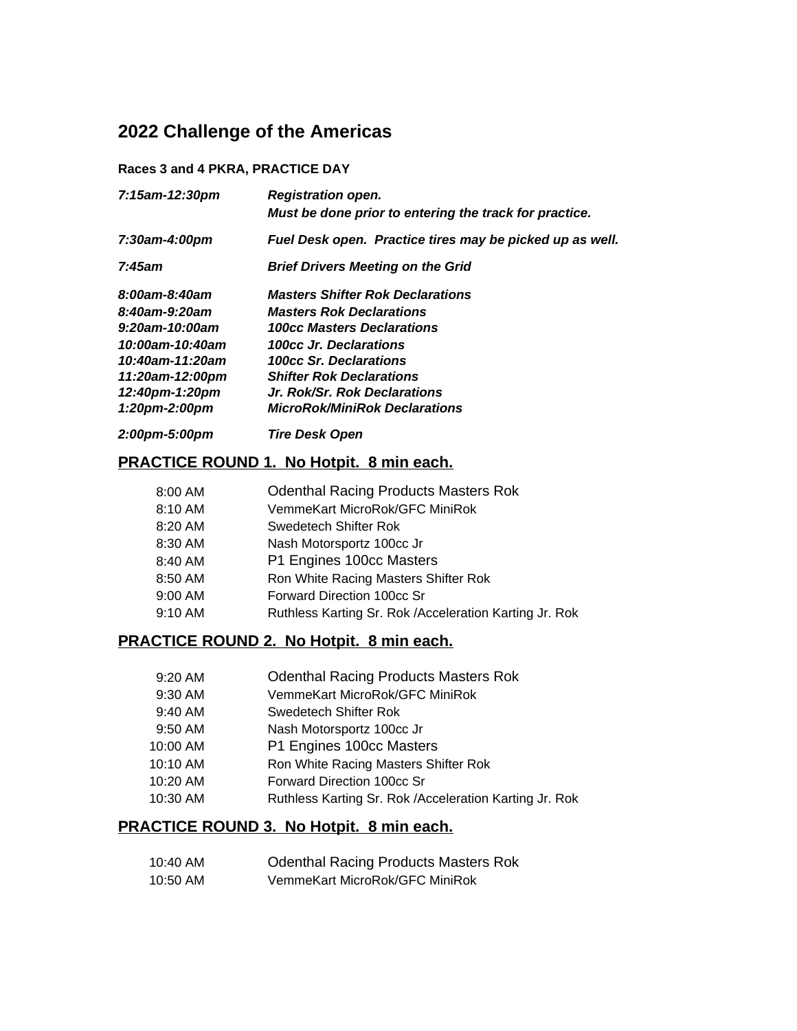# 2022 Challenge of the Americas

**Races 3 and 4 PKRA, PRACTICE DAY**

| | |
|---|---|
| ***7:15am-12:30pm*** | ***Registration open.*** ***Must be done prior to entering the track for practice.*** |
| ***7:30am-4:00pm*** | ***Fuel Desk open. Practice tires may be picked up as well.*** |
| ***7:45am*** | ***Brief Drivers Meeting on the Grid*** |
| ***8:00am-8:40am*** | ***Masters Shifter Rok Declarations*** |
| ***8:40am-9:20am*** | ***Masters Rok Declarations*** |
| ***9:20am-10:00am*** | ***100cc Masters Declarations*** |
| ***10:00am-10:40am*** | ***100cc Jr. Declarations*** |
| ***10:40am-11:20am*** | ***100cc Sr. Declarations*** |
| ***11:20am-12:00pm*** | ***Shifter Rok Declarations*** |
| ***12:40pm-1:20pm*** | ***Jr. Rok/Sr. Rok Declarations*** |
| ***1:20pm-2:00pm*** | ***MicroRok/MiniRok Declarations*** |
| ***2:00pm-5:00pm*** | ***Tire Desk Open*** |

## PRACTICE ROUND 1. No Hotpit. 8 min each.

| | |
|---|---|
| 8:00 AM | Odenthal Racing Products Masters Rok |
| 8:10 AM | VemmeKart MicroRok/GFC MiniRok |
| 8:20 AM | Swedetech Shifter Rok |
| 8:30 AM | Nash Motorsportz 100cc Jr |
| 8:40 AM | P1 Engines 100cc Masters |
| 8:50 AM | Ron White Racing Masters Shifter Rok |
| 9:00 AM | Forward Direction 100cc Sr |
| 9:10 AM | Ruthless Karting Sr. Rok /Acceleration Karting Jr. Rok |

## PRACTICE ROUND 2. No Hotpit. 8 min each.

| | |
|---|---|
| 9:20 AM | Odenthal Racing Products Masters Rok |
| 9:30 AM | VemmeKart MicroRok/GFC MiniRok |
| 9:40 AM | Swedetech Shifter Rok |
| 9:50 AM | Nash Motorsportz 100cc Jr |
| 10:00 AM | P1 Engines 100cc Masters |
| 10:10 AM | Ron White Racing Masters Shifter Rok |
| 10:20 AM | Forward Direction 100cc Sr |
| 10:30 AM | Ruthless Karting Sr. Rok /Acceleration Karting Jr. Rok |

## PRACTICE ROUND 3. No Hotpit. 8 min each.

| | |
|---|---|
| 10:40 AM | Odenthal Racing Products Masters Rok |
| 10:50 AM | VemmeKart MicroRok/GFC MiniRok |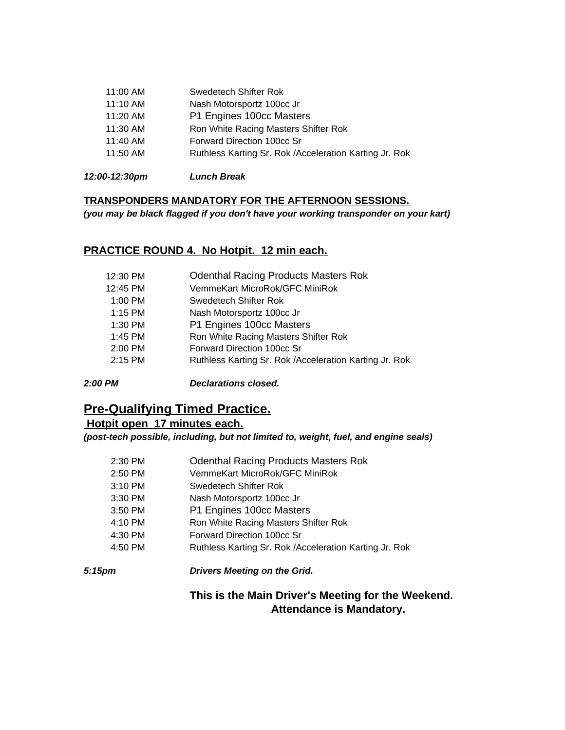| | |
|---|---|
| 11:00 AM | Swedetech Shifter Rok |
| 11:10 AM | Nash Motorsportz 100cc Jr |
| 11:20 AM | P1 Engines 100cc Masters |
| 11:30 AM | Ron White Racing Masters Shifter Rok |
| 11:40 AM | Forward Direction 100cc Sr |
| 11:50 AM | Ruthless Karting Sr. Rok /Acceleration Karting Jr. Rok |

***12:00-12:30pm*** ***Lunch Break***

**<u>TRANSPONDERS MANDATORY FOR THE AFTERNOON SESSIONS.</u>**

***(you may be black flagged if you don't have your working transponder on your kart)***

## <u>PRACTICE ROUND 4. No Hotpit. 12 min each.</u>

| | |
|---|---|
| 12:30 PM | Odenthal Racing Products Masters Rok |
| 12:45 PM | VemmeKart MicroRok/GFC MiniRok |
| 1:00 PM | Swedetech Shifter Rok |
| 1:15 PM | Nash Motorsportz 100cc Jr |
| 1:30 PM | P1 Engines 100cc Masters |
| 1:45 PM | Ron White Racing Masters Shifter Rok |
| 2:00 PM | Forward Direction 100cc Sr |
| 2:15 PM | Ruthless Karting Sr. Rok /Acceleration Karting Jr. Rok |

***2:00 PM*** ***Declarations closed.***

## <u>Pre-Qualifying Timed Practice.</u>

### <u>Hotpit open 17 minutes each.</u>

***(post-tech possible, including, but not limited to, weight, fuel, and engine seals)***

| | |
|---|---|
| 2:30 PM | Odenthal Racing Products Masters Rok |
| 2:50 PM | VemmeKart MicroRok/GFC MiniRok |
| 3:10 PM | Swedetech Shifter Rok |
| 3:30 PM | Nash Motorsportz 100cc Jr |
| 3:50 PM | P1 Engines 100cc Masters |
| 4:10 PM | Ron White Racing Masters Shifter Rok |
| 4:30 PM | Forward Direction 100cc Sr |
| 4:50 PM | Ruthless Karting Sr. Rok /Acceleration Karting Jr. Rok |

***5:15pm*** ***Drivers Meeting on the Grid.***

**This is the Main Driver's Meeting for the Weekend.
Attendance is Mandatory.**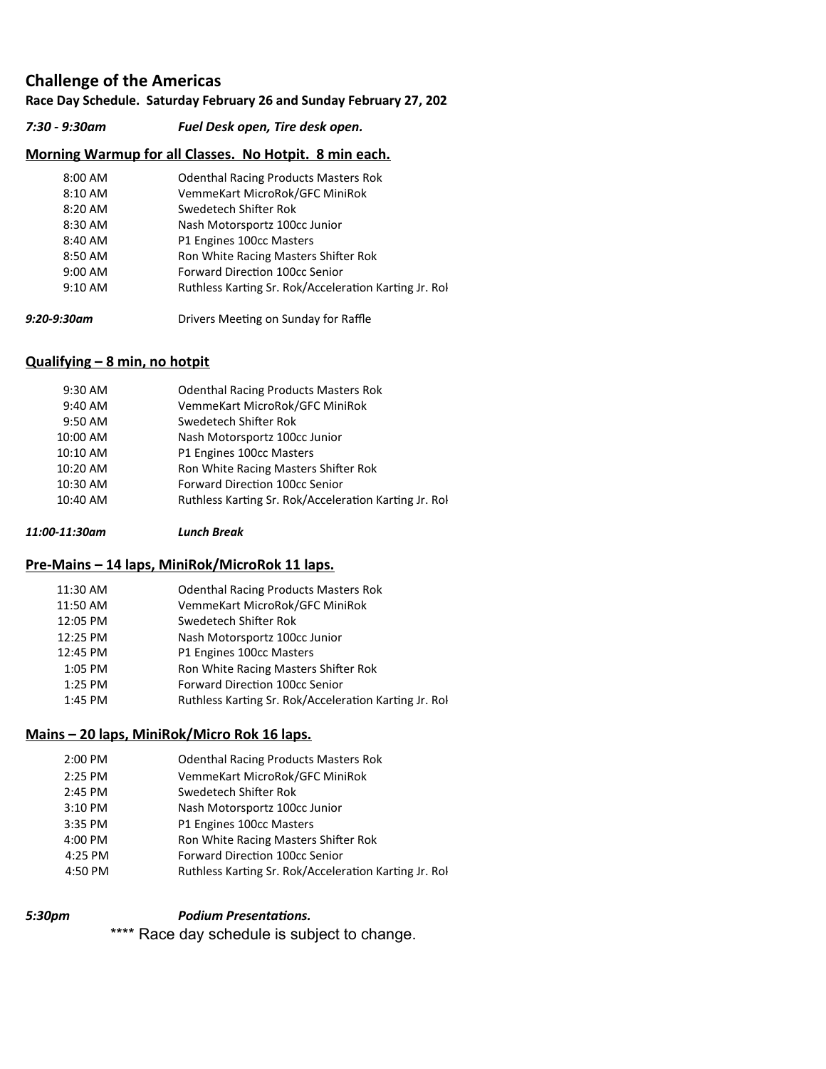## Challenge of the Americas

**Race Day Schedule. Saturday February 26 and Sunday February 27, 202**

***7:30 - 9:30am*** ***Fuel Desk open, Tire desk open.***

### Morning Warmup for all Classes. No Hotpit. 8 min each.

| | |
|---|---|
| 8:00 AM | Odenthal Racing Products Masters Rok |
| 8:10 AM | VemmeKart MicroRok/GFC MiniRok |
| 8:20 AM | Swedetech Shifter Rok |
| 8:30 AM | Nash Motorsportz 100cc Junior |
| 8:40 AM | P1 Engines 100cc Masters |
| 8:50 AM | Ron White Racing Masters Shifter Rok |
| 9:00 AM | Forward Direction 100cc Senior |
| 9:10 AM | Ruthless Karting Sr. Rok/Acceleration Karting Jr. Rol |

***9:20-9:30am*** Drivers Meeting on Sunday for Raffle

### Qualifying – 8 min, no hotpit

| | |
|---|---|
| 9:30 AM | Odenthal Racing Products Masters Rok |
| 9:40 AM | VemmeKart MicroRok/GFC MiniRok |
| 9:50 AM | Swedetech Shifter Rok |
| 10:00 AM | Nash Motorsportz 100cc Junior |
| 10:10 AM | P1 Engines 100cc Masters |
| 10:20 AM | Ron White Racing Masters Shifter Rok |
| 10:30 AM | Forward Direction 100cc Senior |
| 10:40 AM | Ruthless Karting Sr. Rok/Acceleration Karting Jr. Rol |

***11:00-11:30am*** ***Lunch Break***

### Pre-Mains – 14 laps, MiniRok/MicroRok 11 laps.

| | |
|---|---|
| 11:30 AM | Odenthal Racing Products Masters Rok |
| 11:50 AM | VemmeKart MicroRok/GFC MiniRok |
| 12:05 PM | Swedetech Shifter Rok |
| 12:25 PM | Nash Motorsportz 100cc Junior |
| 12:45 PM | P1 Engines 100cc Masters |
| 1:05 PM | Ron White Racing Masters Shifter Rok |
| 1:25 PM | Forward Direction 100cc Senior |
| 1:45 PM | Ruthless Karting Sr. Rok/Acceleration Karting Jr. Rol |

### Mains – 20 laps, MiniRok/Micro Rok 16 laps.

| | |
|---|---|
| 2:00 PM | Odenthal Racing Products Masters Rok |
| 2:25 PM | VemmeKart MicroRok/GFC MiniRok |
| 2:45 PM | Swedetech Shifter Rok |
| 3:10 PM | Nash Motorsportz 100cc Junior |
| 3:35 PM | P1 Engines 100cc Masters |
| 4:00 PM | Ron White Racing Masters Shifter Rok |
| 4:25 PM | Forward Direction 100cc Senior |
| 4:50 PM | Ruthless Karting Sr. Rok/Acceleration Karting Jr. Rol |

***5:30pm*** ***Podium Presentations.***

**** Race day schedule is subject to change.